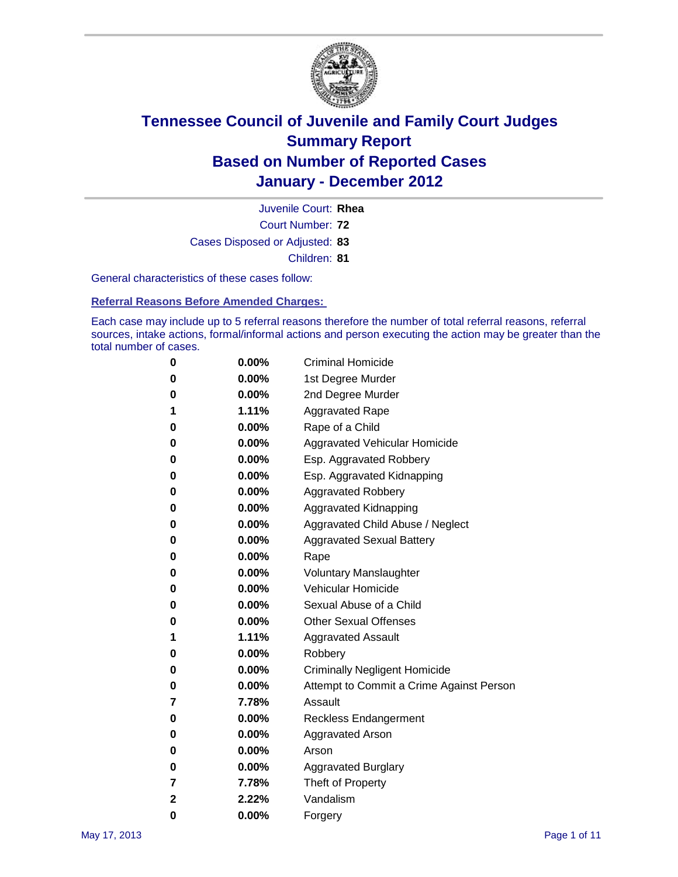# Tennessee Council of Juvenile and Family Court Judges
## Summary Report
## Based on Number of Reported Cases
## January - December 2012

Juvenile Court: **Rhea**
Court Number: **72**
Cases Disposed or Adjusted: **83**
Children: **81**

General characteristics of these cases follow:

### Referral Reasons Before Amended Charges:

Each case may include up to 5 referral reasons therefore the number of total referral reasons, referral sources, intake actions, formal/informal actions and person executing the action may be greater than the total number of cases.

| Count | Percent | Referral Reason |
|---|---|---|
| 0 | 0.00% | Criminal Homicide |
| 0 | 0.00% | 1st Degree Murder |
| 0 | 0.00% | 2nd Degree Murder |
| 1 | 1.11% | Aggravated Rape |
| 0 | 0.00% | Rape of a Child |
| 0 | 0.00% | Aggravated Vehicular Homicide |
| 0 | 0.00% | Esp. Aggravated Robbery |
| 0 | 0.00% | Esp. Aggravated Kidnapping |
| 0 | 0.00% | Aggravated Robbery |
| 0 | 0.00% | Aggravated Kidnapping |
| 0 | 0.00% | Aggravated Child Abuse / Neglect |
| 0 | 0.00% | Aggravated Sexual Battery |
| 0 | 0.00% | Rape |
| 0 | 0.00% | Voluntary Manslaughter |
| 0 | 0.00% | Vehicular Homicide |
| 0 | 0.00% | Sexual Abuse of a Child |
| 0 | 0.00% | Other Sexual Offenses |
| 1 | 1.11% | Aggravated Assault |
| 0 | 0.00% | Robbery |
| 0 | 0.00% | Criminally Negligent Homicide |
| 0 | 0.00% | Attempt to Commit a Crime Against Person |
| 7 | 7.78% | Assault |
| 0 | 0.00% | Reckless Endangerment |
| 0 | 0.00% | Aggravated Arson |
| 0 | 0.00% | Arson |
| 0 | 0.00% | Aggravated Burglary |
| 7 | 7.78% | Theft of Property |
| 2 | 2.22% | Vandalism |
| 0 | 0.00% | Forgery |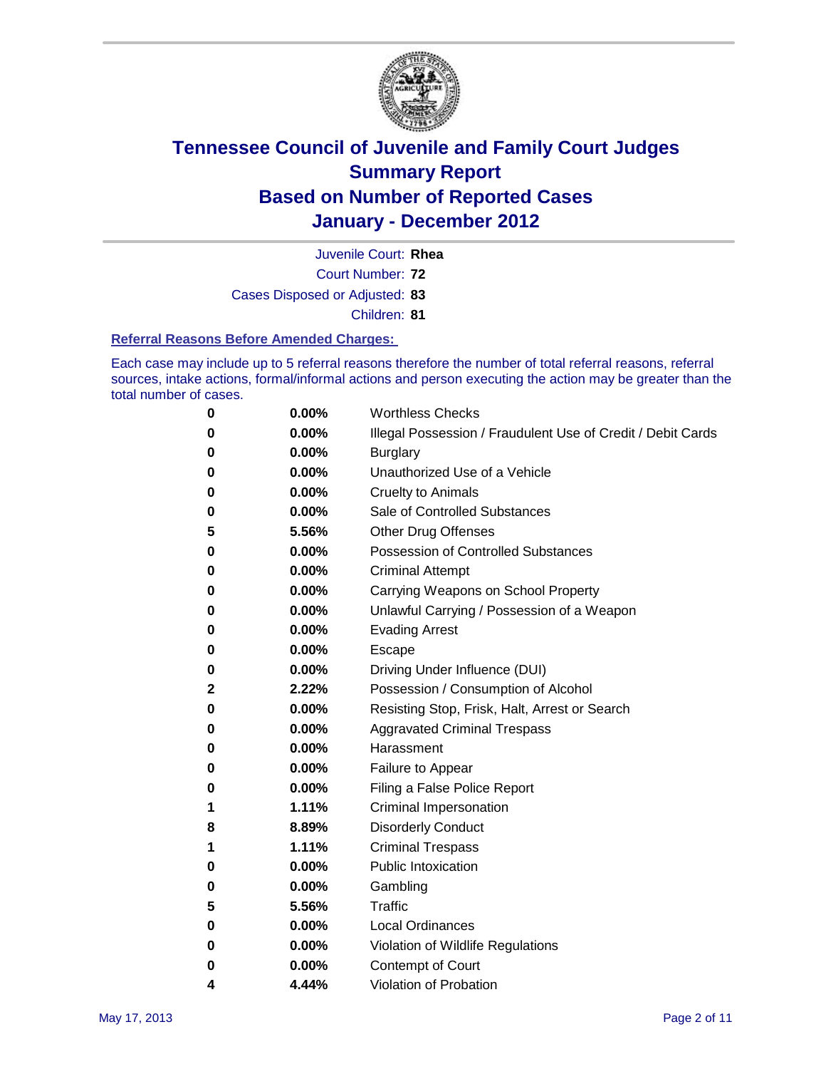# Tennessee Council of Juvenile and Family Court Judges
## Summary Report
## Based on Number of Reported Cases
## January - December 2012

Juvenile Court: **Rhea**
Court Number: **72**
Cases Disposed or Adjusted: **83**
Children: **81**

### Referral Reasons Before Amended Charges:

Each case may include up to 5 referral reasons therefore the number of total referral reasons, referral sources, intake actions, formal/informal actions and person executing the action may be greater than the total number of cases.

| Count | Percent | Referral Reason |
|---|---|---|
| 0 | 0.00% | Worthless Checks |
| 0 | 0.00% | Illegal Possession / Fraudulent Use of Credit / Debit Cards |
| 0 | 0.00% | Burglary |
| 0 | 0.00% | Unauthorized Use of a Vehicle |
| 0 | 0.00% | Cruelty to Animals |
| 0 | 0.00% | Sale of Controlled Substances |
| 5 | 5.56% | Other Drug Offenses |
| 0 | 0.00% | Possession of Controlled Substances |
| 0 | 0.00% | Criminal Attempt |
| 0 | 0.00% | Carrying Weapons on School Property |
| 0 | 0.00% | Unlawful Carrying / Possession of a Weapon |
| 0 | 0.00% | Evading Arrest |
| 0 | 0.00% | Escape |
| 0 | 0.00% | Driving Under Influence (DUI) |
| 2 | 2.22% | Possession / Consumption of Alcohol |
| 0 | 0.00% | Resisting Stop, Frisk, Halt, Arrest or Search |
| 0 | 0.00% | Aggravated Criminal Trespass |
| 0 | 0.00% | Harassment |
| 0 | 0.00% | Failure to Appear |
| 0 | 0.00% | Filing a False Police Report |
| 1 | 1.11% | Criminal Impersonation |
| 8 | 8.89% | Disorderly Conduct |
| 1 | 1.11% | Criminal Trespass |
| 0 | 0.00% | Public Intoxication |
| 0 | 0.00% | Gambling |
| 5 | 5.56% | Traffic |
| 0 | 0.00% | Local Ordinances |
| 0 | 0.00% | Violation of Wildlife Regulations |
| 0 | 0.00% | Contempt of Court |
| 4 | 4.44% | Violation of Probation |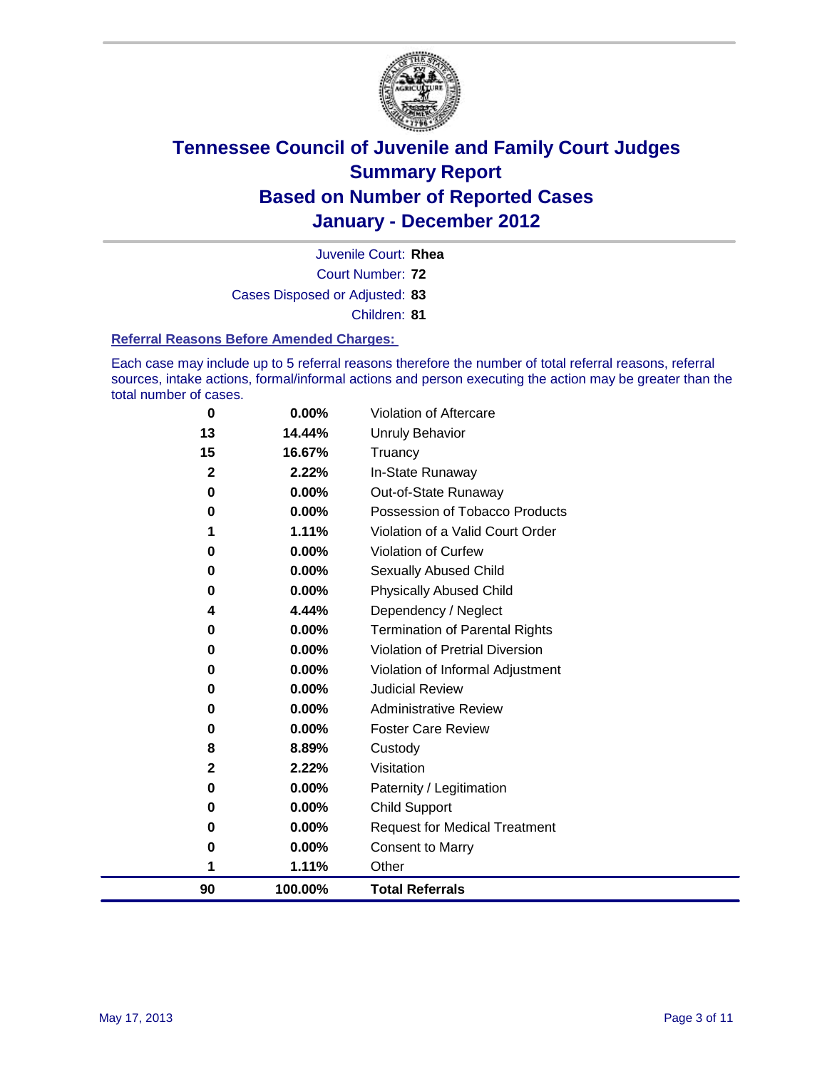# Tennessee Council of Juvenile and Family Court Judges
## Summary Report
## Based on Number of Reported Cases
## January - December 2012

Juvenile Court: **Rhea**
Court Number: **72**
Cases Disposed or Adjusted: **83**
Children: **81**

### Referral Reasons Before Amended Charges:

Each case may include up to 5 referral reasons therefore the number of total referral reasons, referral sources, intake actions, formal/informal actions and person executing the action may be greater than the total number of cases.

| Count | Percent | Referral Reason |
|---|---|---|
| 0 | 0.00% | Violation of Aftercare |
| 13 | 14.44% | Unruly Behavior |
| 15 | 16.67% | Truancy |
| 2 | 2.22% | In-State Runaway |
| 0 | 0.00% | Out-of-State Runaway |
| 0 | 0.00% | Possession of Tobacco Products |
| 1 | 1.11% | Violation of a Valid Court Order |
| 0 | 0.00% | Violation of Curfew |
| 0 | 0.00% | Sexually Abused Child |
| 0 | 0.00% | Physically Abused Child |
| 4 | 4.44% | Dependency / Neglect |
| 0 | 0.00% | Termination of Parental Rights |
| 0 | 0.00% | Violation of Pretrial Diversion |
| 0 | 0.00% | Violation of Informal Adjustment |
| 0 | 0.00% | Judicial Review |
| 0 | 0.00% | Administrative Review |
| 0 | 0.00% | Foster Care Review |
| 8 | 8.89% | Custody |
| 2 | 2.22% | Visitation |
| 0 | 0.00% | Paternity / Legitimation |
| 0 | 0.00% | Child Support |
| 0 | 0.00% | Request for Medical Treatment |
| 0 | 0.00% | Consent to Marry |
| 1 | 1.11% | Other |
| **90** | **100.00%** | **Total Referrals** |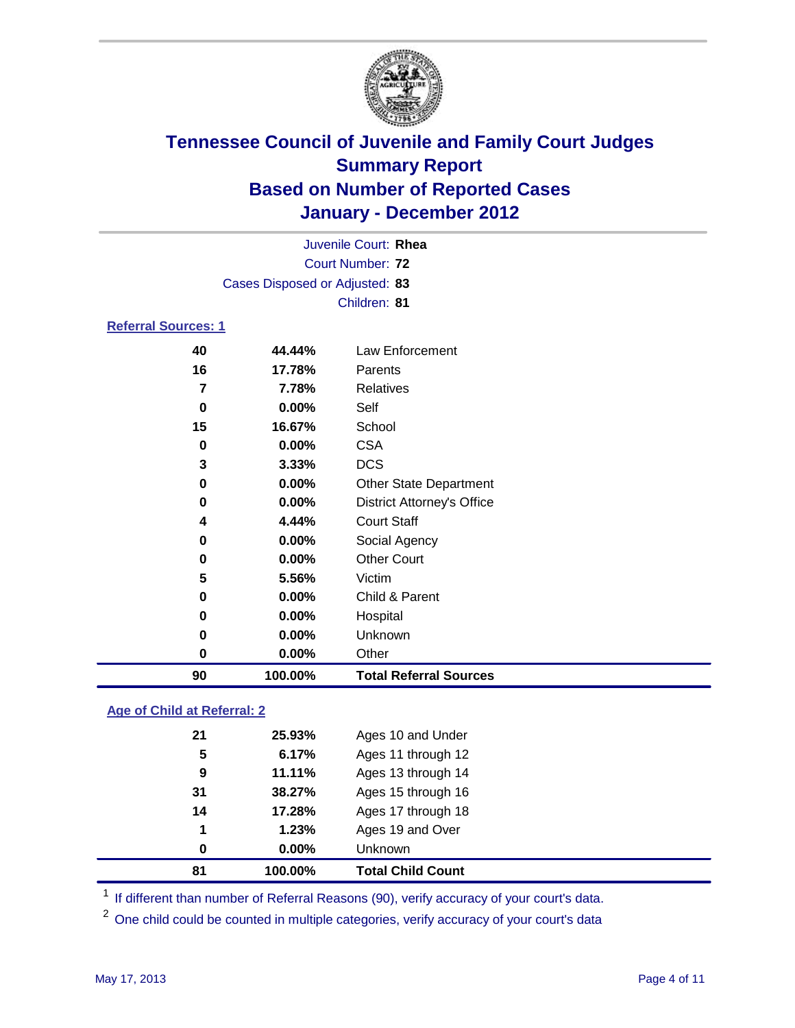# Tennessee Council of Juvenile and Family Court Judges
## Summary Report
## Based on Number of Reported Cases
## January - December 2012

Juvenile Court: **Rhea**
Court Number: **72**
Cases Disposed or Adjusted: **83**
Children: **81**

### Referral Sources: 1

| | | |
|---|---|---|
| 40 | 44.44% | Law Enforcement |
| 16 | 17.78% | Parents |
| 7 | 7.78% | Relatives |
| 0 | 0.00% | Self |
| 15 | 16.67% | School |
| 0 | 0.00% | CSA |
| 3 | 3.33% | DCS |
| 0 | 0.00% | Other State Department |
| 0 | 0.00% | District Attorney's Office |
| 4 | 4.44% | Court Staff |
| 0 | 0.00% | Social Agency |
| 0 | 0.00% | Other Court |
| 5 | 5.56% | Victim |
| 0 | 0.00% | Child & Parent |
| 0 | 0.00% | Hospital |
| 0 | 0.00% | Unknown |
| 0 | 0.00% | Other |
| **90** | **100.00%** | **Total Referral Sources** |

### Age of Child at Referral: 2

| | | |
|---|---|---|
| 21 | 25.93% | Ages 10 and Under |
| 5 | 6.17% | Ages 11 through 12 |
| 9 | 11.11% | Ages 13 through 14 |
| 31 | 38.27% | Ages 15 through 16 |
| 14 | 17.28% | Ages 17 through 18 |
| 1 | 1.23% | Ages 19 and Over |
| 0 | 0.00% | Unknown |
| **81** | **100.00%** | **Total Child Count** |

[1] If different than number of Referral Reasons (90), verify accuracy of your court's data.

[2] One child could be counted in multiple categories, verify accuracy of your court's data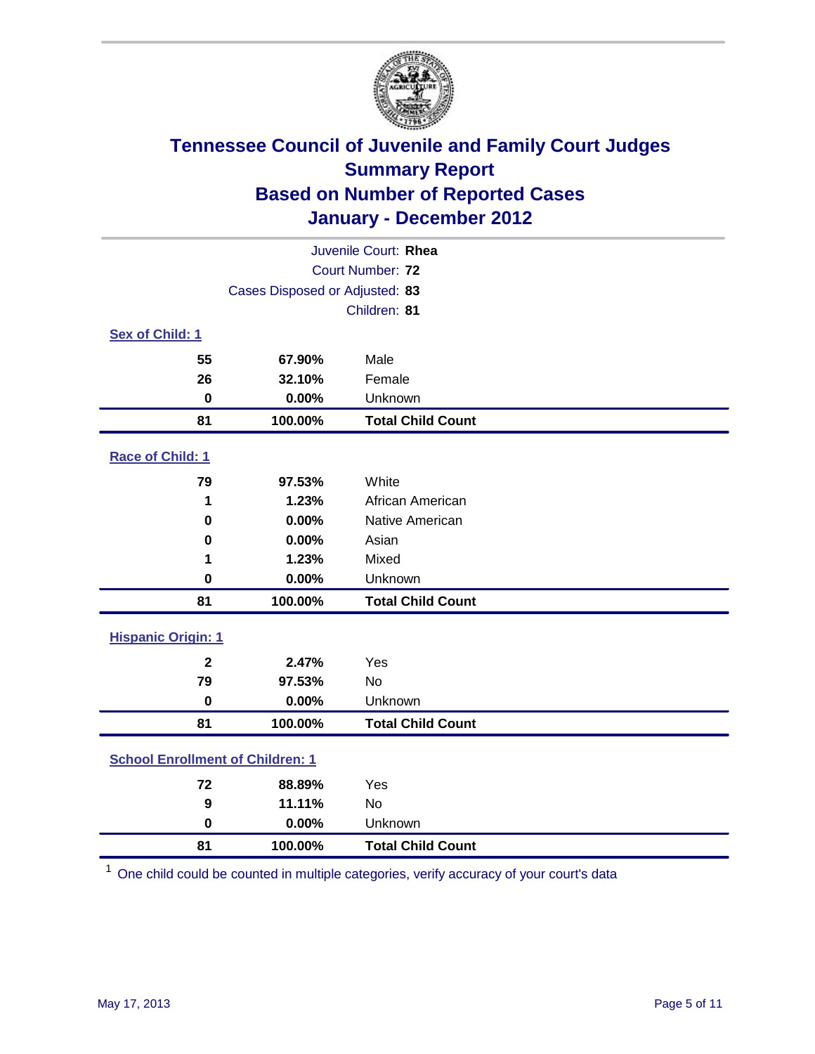# Tennessee Council of Juvenile and Family Court Judges
## Summary Report
## Based on Number of Reported Cases
## January - December 2012

Juvenile Court: **Rhea**
Court Number: **72**
Cases Disposed or Adjusted: **83**
Children: **81**

### Sex of Child: 1

| Count | Percent | Category |
|---|---|---|
| 55 | 67.90% | Male |
| 26 | 32.10% | Female |
| 0 | 0.00% | Unknown |
| **81** | **100.00%** | **Total Child Count** |

### Race of Child: 1

| Count | Percent | Category |
|---|---|---|
| 79 | 97.53% | White |
| 1 | 1.23% | African American |
| 0 | 0.00% | Native American |
| 0 | 0.00% | Asian |
| 1 | 1.23% | Mixed |
| 0 | 0.00% | Unknown |
| **81** | **100.00%** | **Total Child Count** |

### Hispanic Origin: 1

| Count | Percent | Category |
|---|---|---|
| 2 | 2.47% | Yes |
| 79 | 97.53% | No |
| 0 | 0.00% | Unknown |
| **81** | **100.00%** | **Total Child Count** |

### School Enrollment of Children: 1

| Count | Percent | Category |
|---|---|---|
| 72 | 88.89% | Yes |
| 9 | 11.11% | No |
| 0 | 0.00% | Unknown |
| **81** | **100.00%** | **Total Child Count** |

[1] One child could be counted in multiple categories, verify accuracy of your court's data

May 17, 2013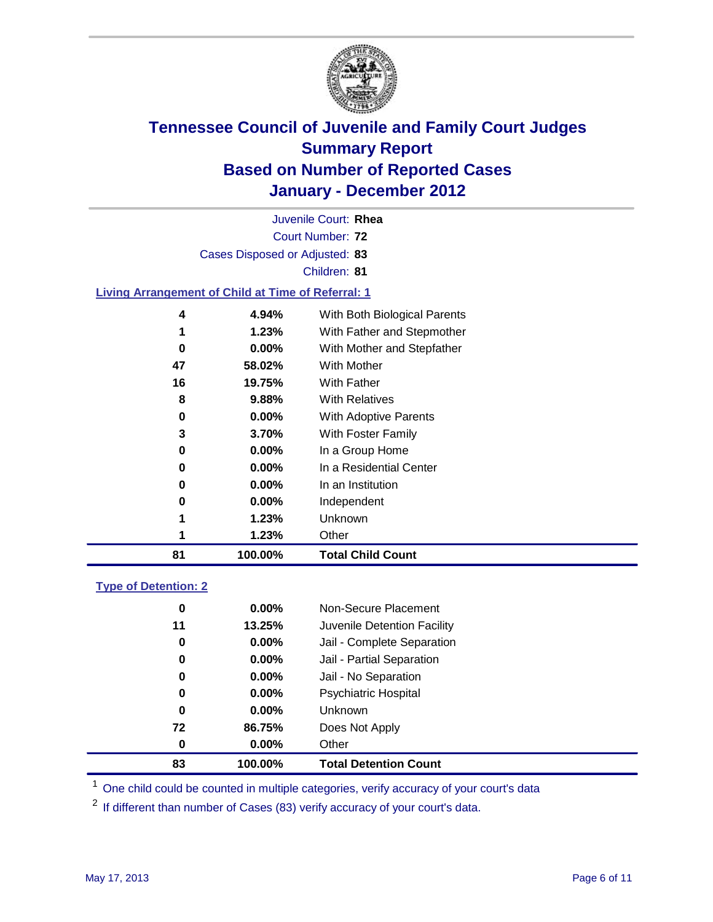# Tennessee Council of Juvenile and Family Court Judges
## Summary Report
## Based on Number of Reported Cases
## January - December 2012

Juvenile Court: **Rhea**

Court Number: **72**

Cases Disposed or Adjusted: **83**

Children: **81**

### Living Arrangement of Child at Time of Referral: 1

| Count | Percent | Category |
|---|---|---|
| 4 | 4.94% | With Both Biological Parents |
| 1 | 1.23% | With Father and Stepmother |
| 0 | 0.00% | With Mother and Stepfather |
| 47 | 58.02% | With Mother |
| 16 | 19.75% | With Father |
| 8 | 9.88% | With Relatives |
| 0 | 0.00% | With Adoptive Parents |
| 3 | 3.70% | With Foster Family |
| 0 | 0.00% | In a Group Home |
| 0 | 0.00% | In a Residential Center |
| 0 | 0.00% | In an Institution |
| 0 | 0.00% | Independent |
| 1 | 1.23% | Unknown |
| 1 | 1.23% | Other |
| **81** | **100.00%** | **Total Child Count** |

### Type of Detention: 2

| Count | Percent | Category |
|---|---|---|
| 0 | 0.00% | Non-Secure Placement |
| 11 | 13.25% | Juvenile Detention Facility |
| 0 | 0.00% | Jail - Complete Separation |
| 0 | 0.00% | Jail - Partial Separation |
| 0 | 0.00% | Jail - No Separation |
| 0 | 0.00% | Psychiatric Hospital |
| 0 | 0.00% | Unknown |
| 72 | 86.75% | Does Not Apply |
| 0 | 0.00% | Other |
| **83** | **100.00%** | **Total Detention Count** |

[1] One child could be counted in multiple categories, verify accuracy of your court's data

[2] If different than number of Cases (83) verify accuracy of your court's data.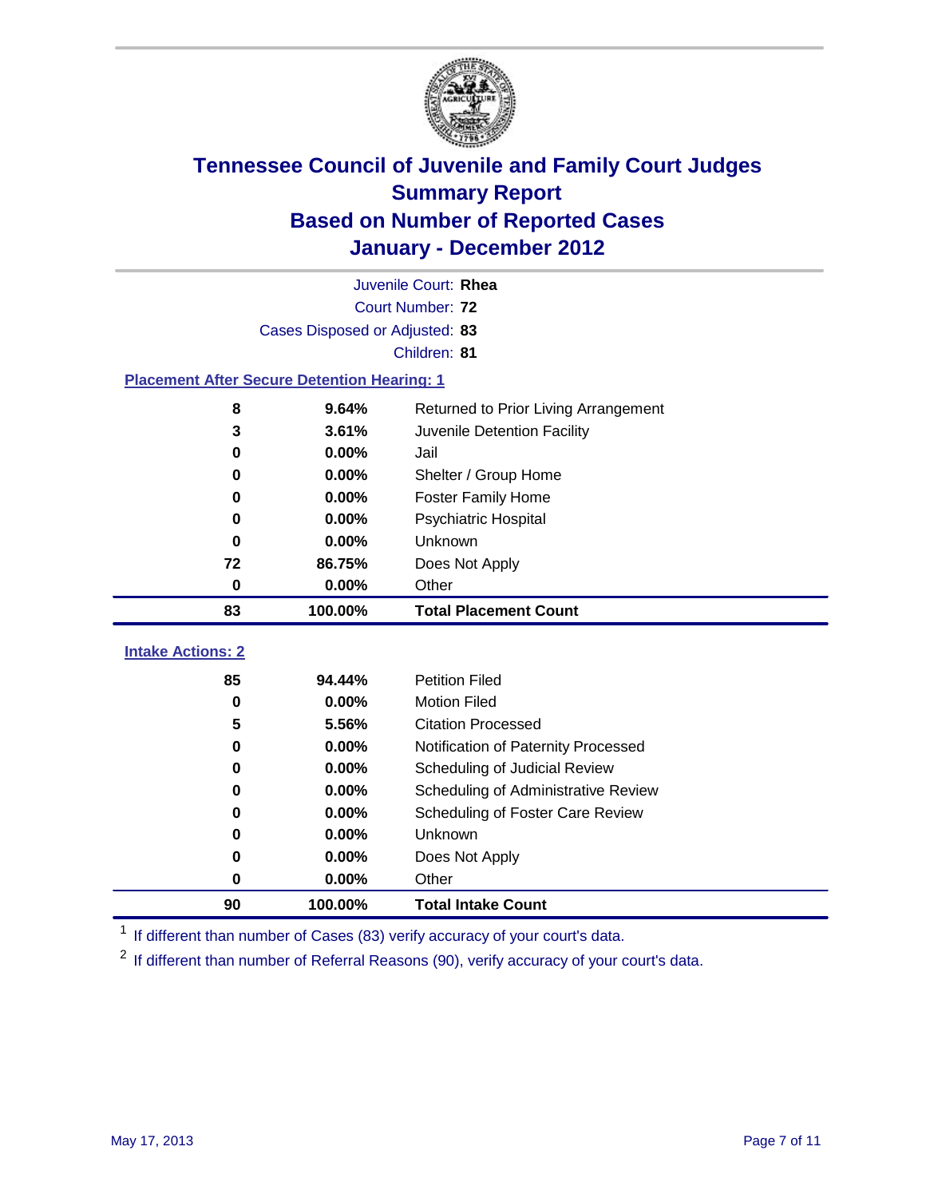# Tennessee Council of Juvenile and Family Court Judges
## Summary Report
## Based on Number of Reported Cases
## January - December 2012

Juvenile Court: **Rhea**
Court Number: **72**
Cases Disposed or Adjusted: **83**
Children: **81**

### Placement After Secure Detention Hearing: 1

| Count | Percent | Placement |
|---|---|---|
| 8 | 9.64% | Returned to Prior Living Arrangement |
| 3 | 3.61% | Juvenile Detention Facility |
| 0 | 0.00% | Jail |
| 0 | 0.00% | Shelter / Group Home |
| 0 | 0.00% | Foster Family Home |
| 0 | 0.00% | Psychiatric Hospital |
| 0 | 0.00% | Unknown |
| 72 | 86.75% | Does Not Apply |
| 0 | 0.00% | Other |
| **83** | **100.00%** | **Total Placement Count** |

### Intake Actions: 2

| Count | Percent | Action |
|---|---|---|
| 85 | 94.44% | Petition Filed |
| 0 | 0.00% | Motion Filed |
| 5 | 5.56% | Citation Processed |
| 0 | 0.00% | Notification of Paternity Processed |
| 0 | 0.00% | Scheduling of Judicial Review |
| 0 | 0.00% | Scheduling of Administrative Review |
| 0 | 0.00% | Scheduling of Foster Care Review |
| 0 | 0.00% | Unknown |
| 0 | 0.00% | Does Not Apply |
| 0 | 0.00% | Other |
| **90** | **100.00%** | **Total Intake Count** |

[1] If different than number of Cases (83) verify accuracy of your court's data.

[2] If different than number of Referral Reasons (90), verify accuracy of your court's data.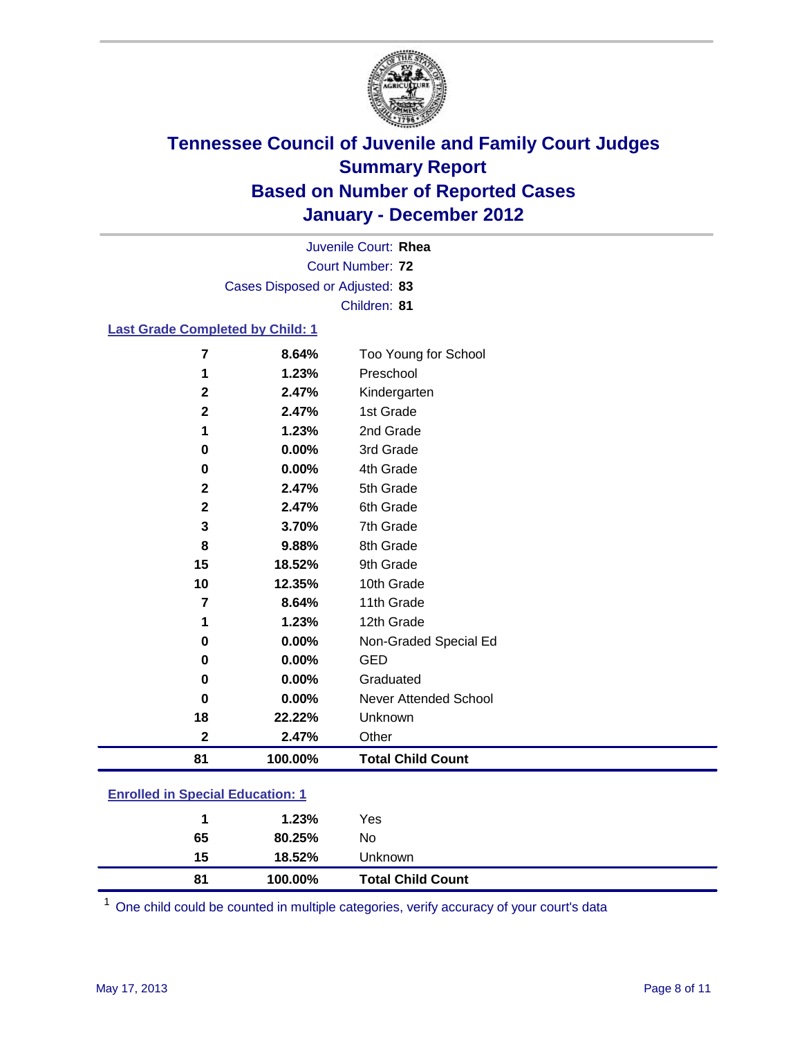# Tennessee Council of Juvenile and Family Court Judges Summary Report Based on Number of Reported Cases January - December 2012

Juvenile Court: **Rhea**
Court Number: **72**
Cases Disposed or Adjusted: **83**
Children: **81**

## Last Grade Completed by Child: 1

| | | |
|---|---|---|
| 7 | 8.64% | Too Young for School |
| 1 | 1.23% | Preschool |
| 2 | 2.47% | Kindergarten |
| 2 | 2.47% | 1st Grade |
| 1 | 1.23% | 2nd Grade |
| 0 | 0.00% | 3rd Grade |
| 0 | 0.00% | 4th Grade |
| 2 | 2.47% | 5th Grade |
| 2 | 2.47% | 6th Grade |
| 3 | 3.70% | 7th Grade |
| 8 | 9.88% | 8th Grade |
| 15 | 18.52% | 9th Grade |
| 10 | 12.35% | 10th Grade |
| 7 | 8.64% | 11th Grade |
| 1 | 1.23% | 12th Grade |
| 0 | 0.00% | Non-Graded Special Ed |
| 0 | 0.00% | GED |
| 0 | 0.00% | Graduated |
| 0 | 0.00% | Never Attended School |
| 18 | 22.22% | Unknown |
| 2 | 2.47% | Other |
| **81** | **100.00%** | **Total Child Count** |

## Enrolled in Special Education: 1

| | | |
|---|---|---|
| 1 | 1.23% | Yes |
| 65 | 80.25% | No |
| 15 | 18.52% | Unknown |
| **81** | **100.00%** | **Total Child Count** |

[1] One child could be counted in multiple categories, verify accuracy of your court's data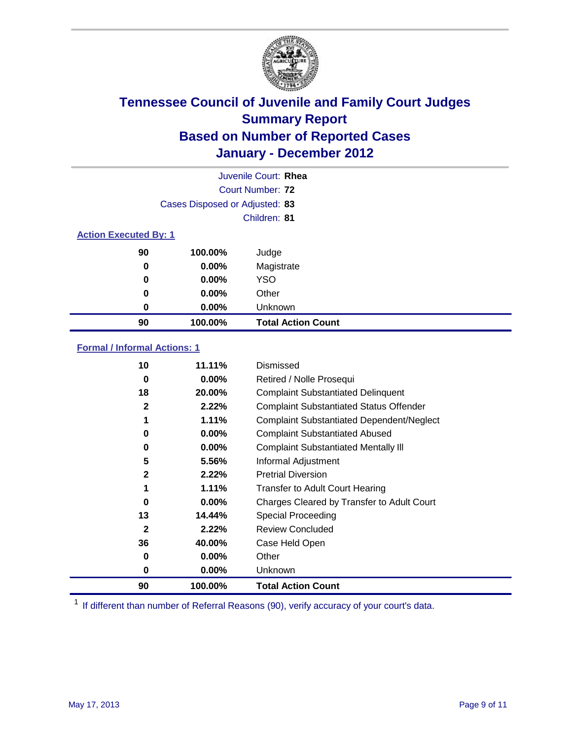# Tennessee Council of Juvenile and Family Court Judges
## Summary Report
## Based on Number of Reported Cases
## January - December 2012

Juvenile Court: **Rhea**
Court Number: **72**
Cases Disposed or Adjusted: **83**
Children: **81**

### Action Executed By: 1

| | | |
|---|---|---|
| 90 | 100.00% | Judge |
| 0 | 0.00% | Magistrate |
| 0 | 0.00% | YSO |
| 0 | 0.00% | Other |
| 0 | 0.00% | Unknown |
| **90** | **100.00%** | **Total Action Count** |

### Formal / Informal Actions: 1

| | | |
|---|---|---|
| 10 | 11.11% | Dismissed |
| 0 | 0.00% | Retired / Nolle Prosequi |
| 18 | 20.00% | Complaint Substantiated Delinquent |
| 2 | 2.22% | Complaint Substantiated Status Offender |
| 1 | 1.11% | Complaint Substantiated Dependent/Neglect |
| 0 | 0.00% | Complaint Substantiated Abused |
| 0 | 0.00% | Complaint Substantiated Mentally Ill |
| 5 | 5.56% | Informal Adjustment |
| 2 | 2.22% | Pretrial Diversion |
| 1 | 1.11% | Transfer to Adult Court Hearing |
| 0 | 0.00% | Charges Cleared by Transfer to Adult Court |
| 13 | 14.44% | Special Proceeding |
| 2 | 2.22% | Review Concluded |
| 36 | 40.00% | Case Held Open |
| 0 | 0.00% | Other |
| 0 | 0.00% | Unknown |
| **90** | **100.00%** | **Total Action Count** |

[1] If different than number of Referral Reasons (90), verify accuracy of your court's data.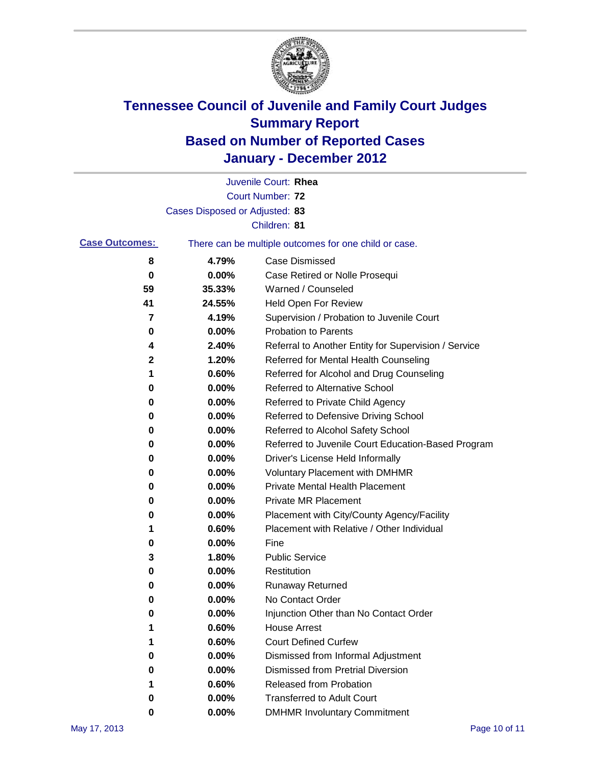# Tennessee Council of Juvenile and Family Court Judges
## Summary Report
## Based on Number of Reported Cases
## January - December 2012

Juvenile Court: **Rhea**
Court Number: **72**
Cases Disposed or Adjusted: **83**
Children: **81**

**Case Outcomes:** There can be multiple outcomes for one child or case.

| Count | Percent | Outcome |
|---|---|---|
| 8 | 4.79% | Case Dismissed |
| 0 | 0.00% | Case Retired or Nolle Prosequi |
| 59 | 35.33% | Warned / Counseled |
| 41 | 24.55% | Held Open For Review |
| 7 | 4.19% | Supervision / Probation to Juvenile Court |
| 0 | 0.00% | Probation to Parents |
| 4 | 2.40% | Referral to Another Entity for Supervision / Service |
| 2 | 1.20% | Referred for Mental Health Counseling |
| 1 | 0.60% | Referred for Alcohol and Drug Counseling |
| 0 | 0.00% | Referred to Alternative School |
| 0 | 0.00% | Referred to Private Child Agency |
| 0 | 0.00% | Referred to Defensive Driving School |
| 0 | 0.00% | Referred to Alcohol Safety School |
| 0 | 0.00% | Referred to Juvenile Court Education-Based Program |
| 0 | 0.00% | Driver's License Held Informally |
| 0 | 0.00% | Voluntary Placement with DMHMR |
| 0 | 0.00% | Private Mental Health Placement |
| 0 | 0.00% | Private MR Placement |
| 0 | 0.00% | Placement with City/County Agency/Facility |
| 1 | 0.60% | Placement with Relative / Other Individual |
| 0 | 0.00% | Fine |
| 3 | 1.80% | Public Service |
| 0 | 0.00% | Restitution |
| 0 | 0.00% | Runaway Returned |
| 0 | 0.00% | No Contact Order |
| 0 | 0.00% | Injunction Other than No Contact Order |
| 1 | 0.60% | House Arrest |
| 1 | 0.60% | Court Defined Curfew |
| 0 | 0.00% | Dismissed from Informal Adjustment |
| 0 | 0.00% | Dismissed from Pretrial Diversion |
| 1 | 0.60% | Released from Probation |
| 0 | 0.00% | Transferred to Adult Court |
| 0 | 0.00% | DMHMR Involuntary Commitment |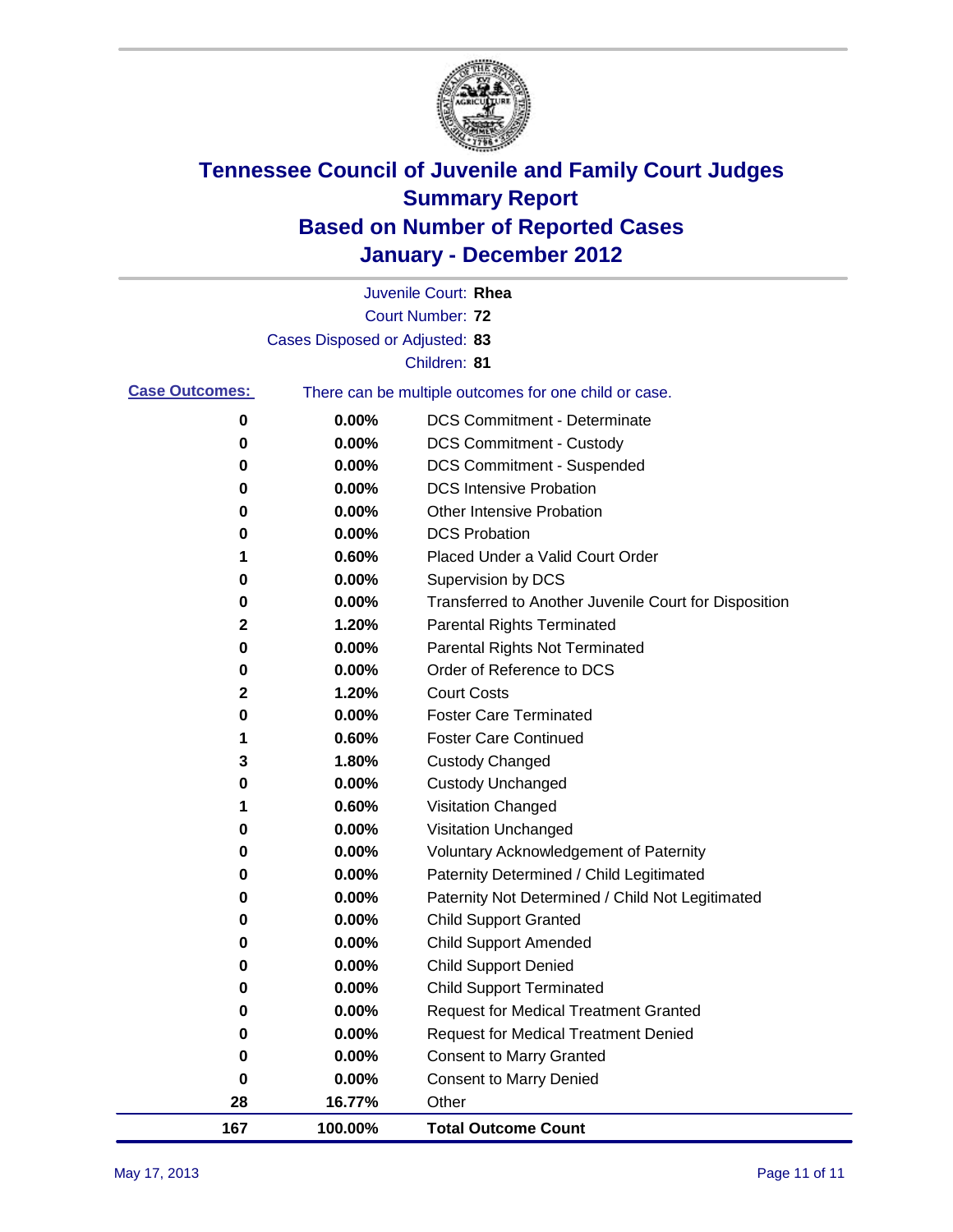# Tennessee Council of Juvenile and Family Court Judges
## Summary Report
## Based on Number of Reported Cases
## January - December 2012

Juvenile Court: **Rhea**

Court Number: **72**

Cases Disposed or Adjusted: **83**

Children: **81**

**Case Outcomes:** There can be multiple outcomes for one child or case.

| | | |
|---|---|---|
| 0 | 0.00% | DCS Commitment - Determinate |
| 0 | 0.00% | DCS Commitment - Custody |
| 0 | 0.00% | DCS Commitment - Suspended |
| 0 | 0.00% | DCS Intensive Probation |
| 0 | 0.00% | Other Intensive Probation |
| 0 | 0.00% | DCS Probation |
| 1 | 0.60% | Placed Under a Valid Court Order |
| 0 | 0.00% | Supervision by DCS |
| 0 | 0.00% | Transferred to Another Juvenile Court for Disposition |
| 2 | 1.20% | Parental Rights Terminated |
| 0 | 0.00% | Parental Rights Not Terminated |
| 0 | 0.00% | Order of Reference to DCS |
| 2 | 1.20% | Court Costs |
| 0 | 0.00% | Foster Care Terminated |
| 1 | 0.60% | Foster Care Continued |
| 3 | 1.80% | Custody Changed |
| 0 | 0.00% | Custody Unchanged |
| 1 | 0.60% | Visitation Changed |
| 0 | 0.00% | Visitation Unchanged |
| 0 | 0.00% | Voluntary Acknowledgement of Paternity |
| 0 | 0.00% | Paternity Determined / Child Legitimated |
| 0 | 0.00% | Paternity Not Determined / Child Not Legitimated |
| 0 | 0.00% | Child Support Granted |
| 0 | 0.00% | Child Support Amended |
| 0 | 0.00% | Child Support Denied |
| 0 | 0.00% | Child Support Terminated |
| 0 | 0.00% | Request for Medical Treatment Granted |
| 0 | 0.00% | Request for Medical Treatment Denied |
| 0 | 0.00% | Consent to Marry Granted |
| 0 | 0.00% | Consent to Marry Denied |
| 28 | 16.77% | Other |
| **167** | **100.00%** | **Total Outcome Count** |